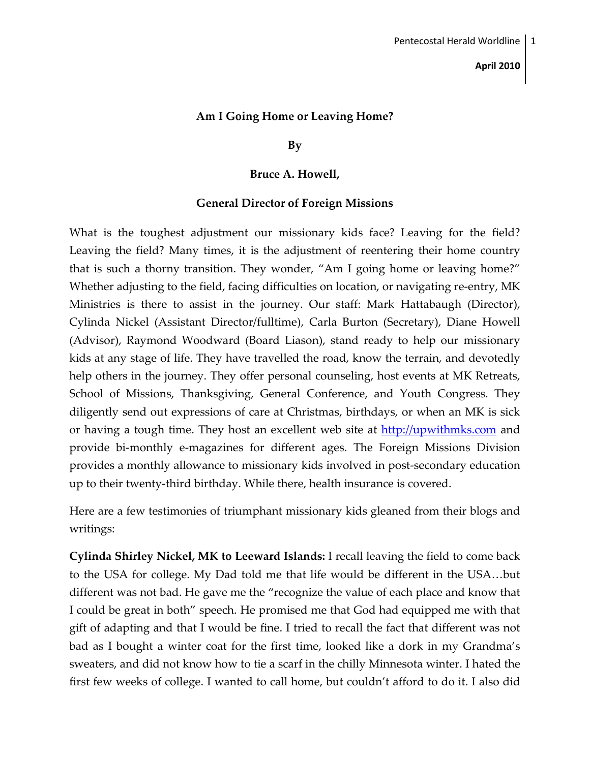**Am I Going Home or Leaving Home?**

**By**

**Bruce A. Howell,**

**General Director of Foreign Missions**

What is the toughest adjustment our missionary kids face? Leaving for the field? Leaving the field? Many times, it is the adjustment of reentering their home country that is such a thorny transition. They wonder, "Am I going home or leaving home?" Whether adjusting to the field, facing difficulties on location, or navigating re-entry, MK Ministries is there to assist in the journey. Our staff: Mark Hattabaugh (Director), Cylinda Nickel (Assistant Director/fulltime), Carla Burton (Secretary), Diane Howell (Advisor), Raymond Woodward (Board Liason), stand ready to help our missionary kids at any stage of life. They have travelled the road, know the terrain, and devotedly help others in the journey. They offer personal counseling, host events at MK Retreats, School of Missions, Thanksgiving, General Conference, and Youth Congress. They diligently send out expressions of care at Christmas, birthdays, or when an MK is sick or having a tough time. They host an excellent web site at [http://upwithmks.com](http://upwithmks.com) and provide bi-monthly e-magazines for different ages. The Foreign Missions Division provides a monthly allowance to missionary kids involved in post-secondary education up to their twenty-third birthday. While there, health insurance is covered.

Here are a few testimonies of triumphant missionary kids gleaned from their blogs and writings:

**Cylinda Shirley Nickel, MK to Leeward Islands:** I recall leaving the field to come back to the USA for college. My Dad told me that life would be different in the USA…but different was not bad. He gave me the "recognize the value of each place and know that I could be great in both" speech. He promised me that God had equipped me with that gift of adapting and that I would be fine. I tried to recall the fact that different was not bad as I bought a winter coat for the first time, looked like a dork in my Grandma's sweaters, and did not know how to tie a scarf in the chilly Minnesota winter. I hated the first few weeks of college. I wanted to call home, but couldn't afford to do it. I also did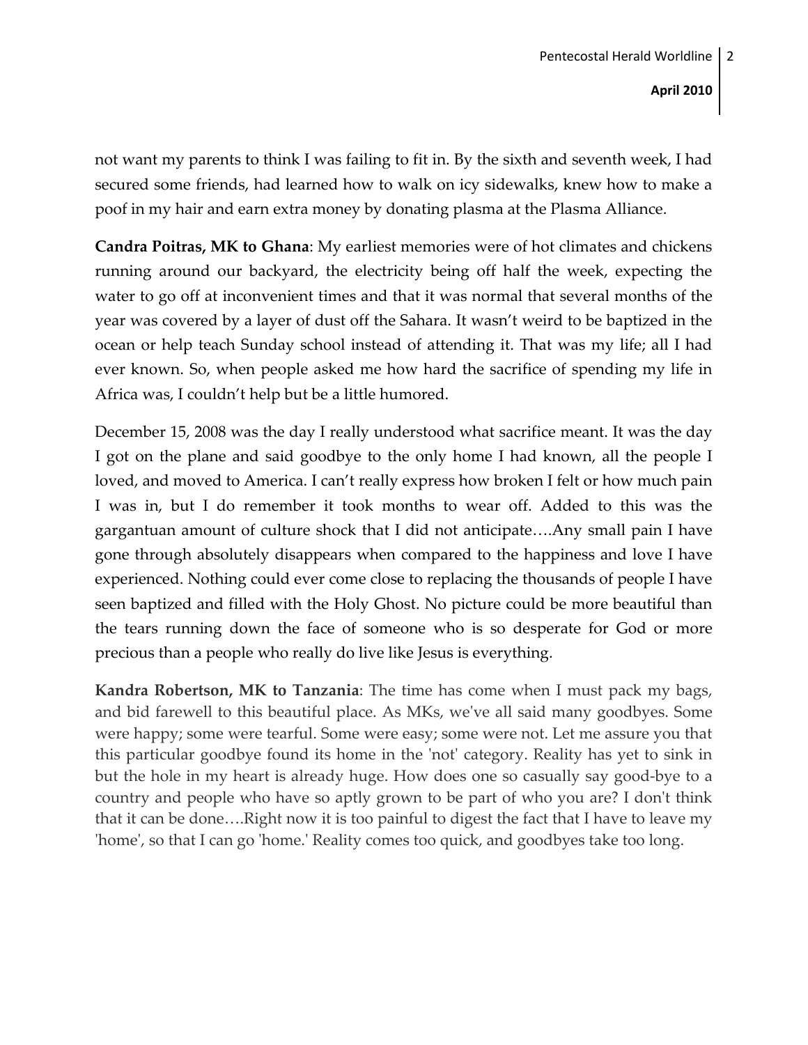not want my parents to think I was failing to fit in. By the sixth and seventh week, I had secured some friends, had learned how to walk on icy sidewalks, knew how to make a poof in my hair and earn extra money by donating plasma at the Plasma Alliance.

**Candra Poitras, MK to Ghana**: My earliest memories were of hot climates and chickens running around our backyard, the electricity being off half the week, expecting the water to go off at inconvenient times and that it was normal that several months of the year was covered by a layer of dust off the Sahara. It wasn't weird to be baptized in the ocean or help teach Sunday school instead of attending it. That was my life; all I had ever known. So, when people asked me how hard the sacrifice of spending my life in Africa was, I couldn't help but be a little humored.

December 15, 2008 was the day I really understood what sacrifice meant. It was the day I got on the plane and said goodbye to the only home I had known, all the people I loved, and moved to America. I can't really express how broken I felt or how much pain I was in, but I do remember it took months to wear off. Added to this was the gargantuan amount of culture shock that I did not anticipate….Any small pain I have gone through absolutely disappears when compared to the happiness and love I have experienced. Nothing could ever come close to replacing the thousands of people I have seen baptized and filled with the Holy Ghost. No picture could be more beautiful than the tears running down the face of someone who is so desperate for God or more precious than a people who really do live like Jesus is everything.

**Kandra Robertson, MK to Tanzania**: The time has come when I must pack my bags, and bid farewell to this beautiful place. As MKs, we've all said many goodbyes. Some were happy; some were tearful. Some were easy; some were not. Let me assure you that this particular goodbye found its home in the 'not' category. Reality has yet to sink in but the hole in my heart is already huge. How does one so casually say good-bye to a country and people who have so aptly grown to be part of who you are? I don't think that it can be done….Right now it is too painful to digest the fact that I have to leave my 'home', so that I can go 'home.' Reality comes too quick, and goodbyes take too long.